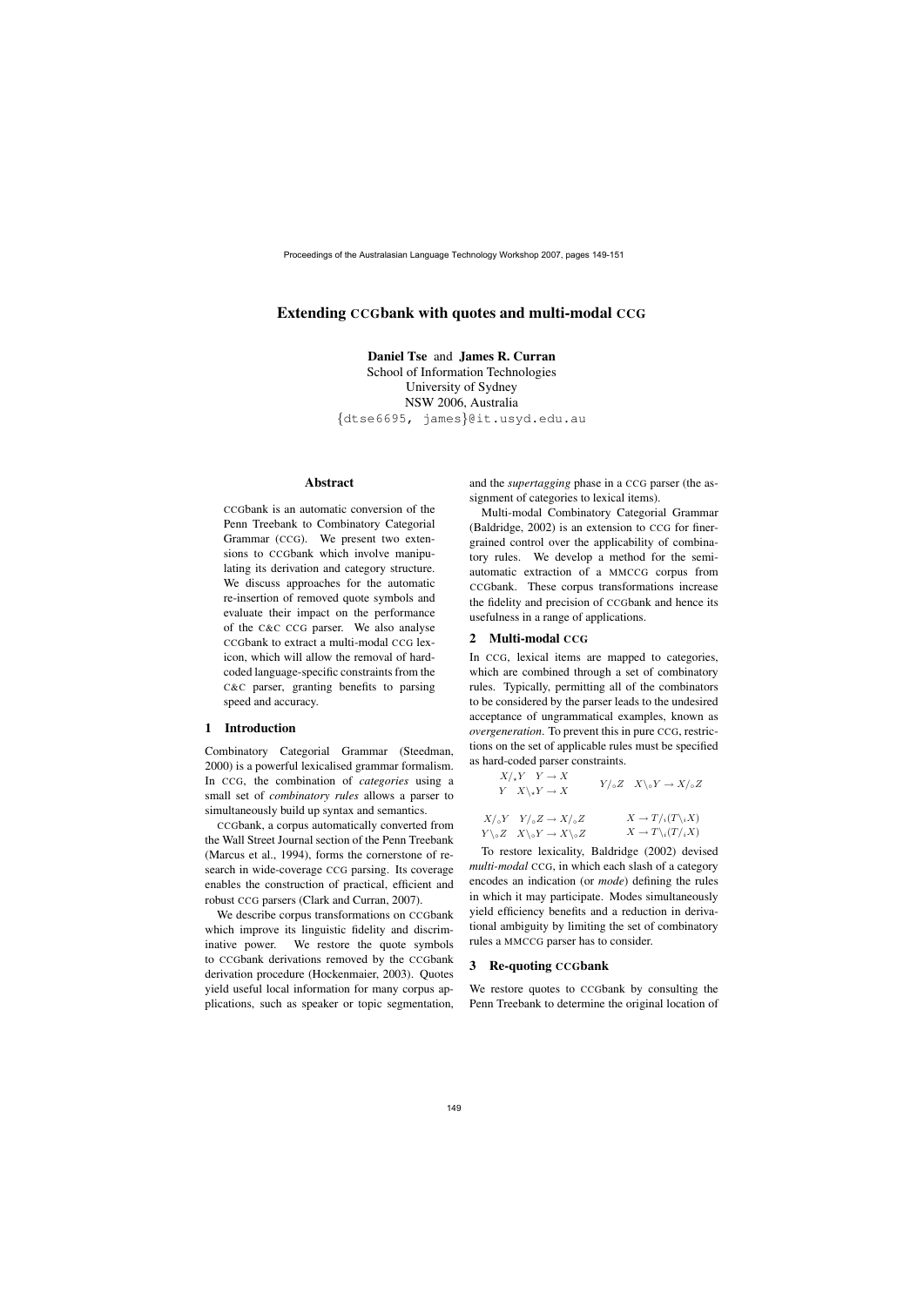# Extending CCGbank with quotes and multi-modal CCG

**Daniel Tse** and **James R. Curran**
School of Information Technologies
University of Sydney
NSW 2006, Australia
{dtse6695, james}@it.usyd.edu.au

## Abstract

CCGbank is an automatic conversion of the Penn Treebank to Combinatory Categorial Grammar (CCG). We present two extensions to CCGbank which involve manipulating its derivation and category structure. We discuss approaches for the automatic re-insertion of removed quote symbols and evaluate their impact on the performance of the C&C CCG parser. We also analyse CCGbank to extract a multi-modal CCG lexicon, which will allow the removal of hard-coded language-specific constraints from the C&C parser, granting benefits to parsing speed and accuracy.

## 1 Introduction

Combinatory Categorial Grammar (Steedman, 2000) is a powerful lexicalised grammar formalism. In CCG, the combination of *categories* using a small set of *combinatory rules* allows a parser to simultaneously build up syntax and semantics.

CCGbank, a corpus automatically converted from the Wall Street Journal section of the Penn Treebank (Marcus et al., 1994), forms the cornerstone of research in wide-coverage CCG parsing. Its coverage enables the construction of practical, efficient and robust CCG parsers (Clark and Curran, 2007).

We describe corpus transformations on CCGbank which improve its linguistic fidelity and discriminative power. We restore the quote symbols to CCGbank derivations removed by the CCGbank derivation procedure (Hockenmaier, 2003). Quotes yield useful local information for many corpus applications, such as speaker or topic segmentation, and the *supertagging* phase in a CCG parser (the assignment of categories to lexical items).

Multi-modal Combinatory Categorial Grammar (Baldridge, 2002) is an extension to CCG for finer-grained control over the applicability of combinatory rules. We develop a method for the semi-automatic extraction of a MMCCG corpus from CCGbank. These corpus transformations increase the fidelity and precision of CCGbank and hence its usefulness in a range of applications.

## 2 Multi-modal CCG

In CCG, lexical items are mapped to categories, which are combined through a set of combinatory rules. Typically, permitting all of the combinators to be considered by the parser leads to the undesired acceptance of ungrammatical examples, known as *overgeneration*. To prevent this in pure CCG, restrictions on the set of applicable rules must be specified as hard-coded parser constraints.

$$X/_{\star}Y \quad Y \rightarrow X \qquad Y \quad X\backslash_{\star}Y \rightarrow X \qquad Y/_{\diamond}Z \quad X\backslash_{\diamond}Y \rightarrow X/_{\diamond}Z$$

$$X/_{\diamond}Y \quad Y/_{\diamond}Z \rightarrow X/_{\diamond}Z \qquad Y\backslash_{\diamond}Z \quad X\backslash_{\diamond}Y \rightarrow X\backslash_{\diamond}Z \qquad X \rightarrow T/_{i}(T\backslash_{i}X) \qquad X \rightarrow T\backslash_{i}(T/_{i}X)$$

To restore lexicality, Baldridge (2002) devised *multi-modal* CCG, in which each slash of a category encodes an indication (or *mode*) defining the rules in which it may participate. Modes simultaneously yield efficiency benefits and a reduction in derivational ambiguity by limiting the set of combinatory rules a MMCCG parser has to consider.

## 3 Re-quoting CCGbank

We restore quotes to CCGbank by consulting the Penn Treebank to determine the original location of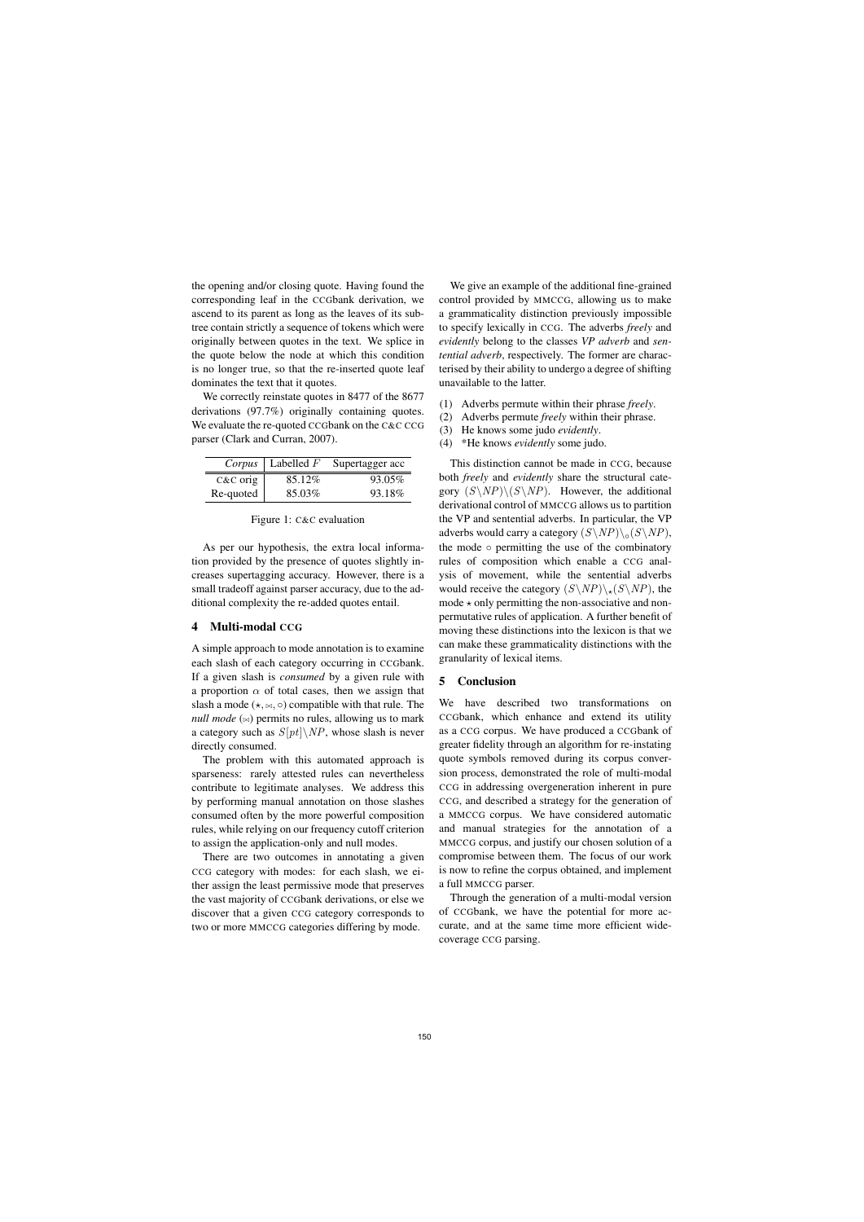the opening and/or closing quote. Having found the corresponding leaf in the CCGbank derivation, we ascend to its parent as long as the leaves of its subtree contain strictly a sequence of tokens which were originally between quotes in the text. We splice in the quote below the node at which this condition is no longer true, so that the re-inserted quote leaf dominates the text that it quotes.

We correctly reinstate quotes in 8477 of the 8677 derivations (97.7%) originally containing quotes. We evaluate the re-quoted CCGbank on the C&C CCG parser (Clark and Curran, 2007).

| *Corpus* | Labelled $F$ | Supertagger acc |
|---|---|---|
| C&C orig | 85.12% | 93.05% |
| Re-quoted | 85.03% | 93.18% |

Figure 1: C&C evaluation

As per our hypothesis, the extra local information provided by the presence of quotes slightly increases supertagging accuracy. However, there is a small tradeoff against parser accuracy, due to the additional complexity the re-added quotes entail.

## 4 Multi-modal CCG

A simple approach to mode annotation is to examine each slash of each category occurring in CCGbank. If a given slash is *consumed* by a given rule with a proportion $\alpha$ of total cases, then we assign that slash a mode ($\star, \bowtie, \circ$) compatible with that rule. The *null mode* ($\bowtie$) permits no rules, allowing us to mark a category such as $S[pt]\backslash NP$, whose slash is never directly consumed.

The problem with this automated approach is sparseness: rarely attested rules can nevertheless contribute to legitimate analyses. We address this by performing manual annotation on those slashes consumed often by the more powerful composition rules, while relying on our frequency cutoff criterion to assign the application-only and null modes.

There are two outcomes in annotating a given CCG category with modes: for each slash, we either assign the least permissive mode that preserves the vast majority of CCGbank derivations, or else we discover that a given CCG category corresponds to two or more MMCCG categories differing by mode.

We give an example of the additional fine-grained control provided by MMCCG, allowing us to make a grammaticality distinction previously impossible to specify lexically in CCG. The adverbs *freely* and *evidently* belong to the classes *VP adverb* and *sentential adverb*, respectively. The former are characterised by their ability to undergo a degree of shifting unavailable to the latter.

(1) Adverbs permute within their phrase *freely*.
(2) Adverbs permute *freely* within their phrase.
(3) He knows some judo *evidently*.
(4) *He knows *evidently* some judo.

This distinction cannot be made in CCG, because both *freely* and *evidently* share the structural category $(S\backslash NP)\backslash(S\backslash NP)$. However, the additional derivational control of MMCCG allows us to partition the VP and sentential adverbs. In particular, the VP adverbs would carry a category $(S\backslash NP)\backslash_{\circ}(S\backslash NP)$, the mode $\circ$ permitting the use of the combinatory rules of composition which enable a CCG analysis of movement, while the sentential adverbs would receive the category $(S\backslash NP)\backslash_{\star}(S\backslash NP)$, the mode $\star$ only permitting the non-associative and non-permutative rules of application. A further benefit of moving these distinctions into the lexicon is that we can make these grammaticality distinctions with the granularity of lexical items.

## 5 Conclusion

We have described two transformations on CCGbank, which enhance and extend its utility as a CCG corpus. We have produced a CCGbank of greater fidelity through an algorithm for re-instating quote symbols removed during its corpus conversion process, demonstrated the role of multi-modal CCG in addressing overgeneration inherent in pure CCG, and described a strategy for the generation of a MMCCG corpus. We have considered automatic and manual strategies for the annotation of a MMCCG corpus, and justify our chosen solution of a compromise between them. The focus of our work is now to refine the corpus obtained, and implement a full MMCCG parser.

Through the generation of a multi-modal version of CCGbank, we have the potential for more accurate, and at the same time more efficient wide-coverage CCG parsing.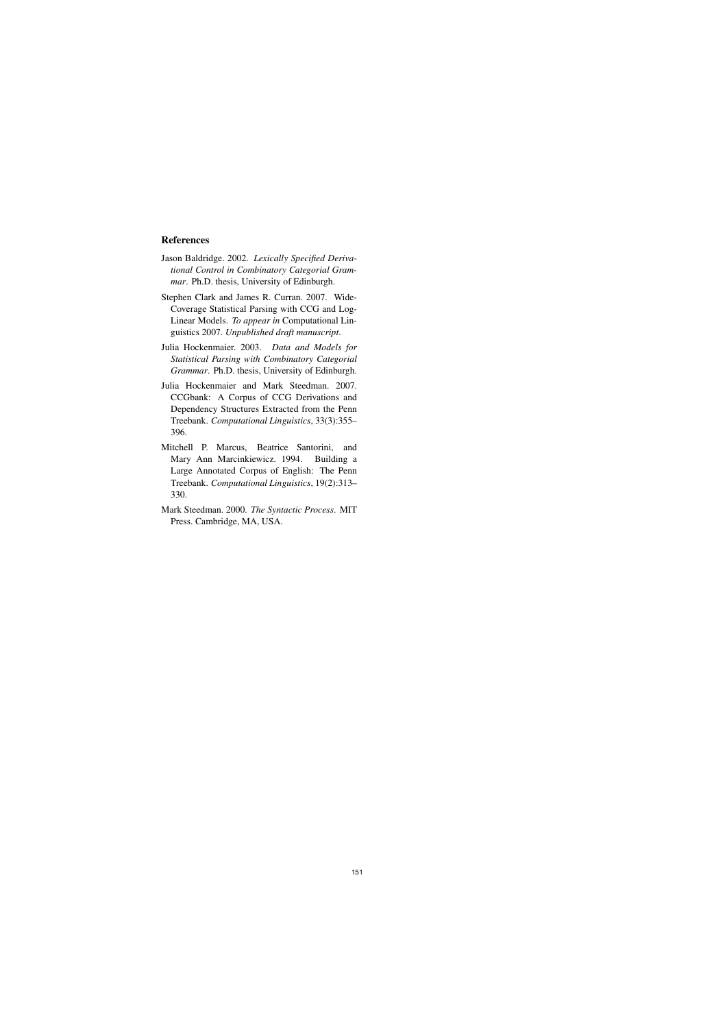## References

Jason Baldridge. 2002. *Lexically Specified Derivational Control in Combinatory Categorial Grammar*. Ph.D. thesis, University of Edinburgh.

Stephen Clark and James R. Curran. 2007. Wide-Coverage Statistical Parsing with CCG and Log-Linear Models. *To appear in* Computational Linguistics 2007. *Unpublished draft manuscript*.

Julia Hockenmaier. 2003. *Data and Models for Statistical Parsing with Combinatory Categorial Grammar*. Ph.D. thesis, University of Edinburgh.

Julia Hockenmaier and Mark Steedman. 2007. CCGbank: A Corpus of CCG Derivations and Dependency Structures Extracted from the Penn Treebank. *Computational Linguistics*, 33(3):355–396.

Mitchell P. Marcus, Beatrice Santorini, and Mary Ann Marcinkiewicz. 1994. Building a Large Annotated Corpus of English: The Penn Treebank. *Computational Linguistics*, 19(2):313–330.

Mark Steedman. 2000. *The Syntactic Process*. MIT Press. Cambridge, MA, USA.